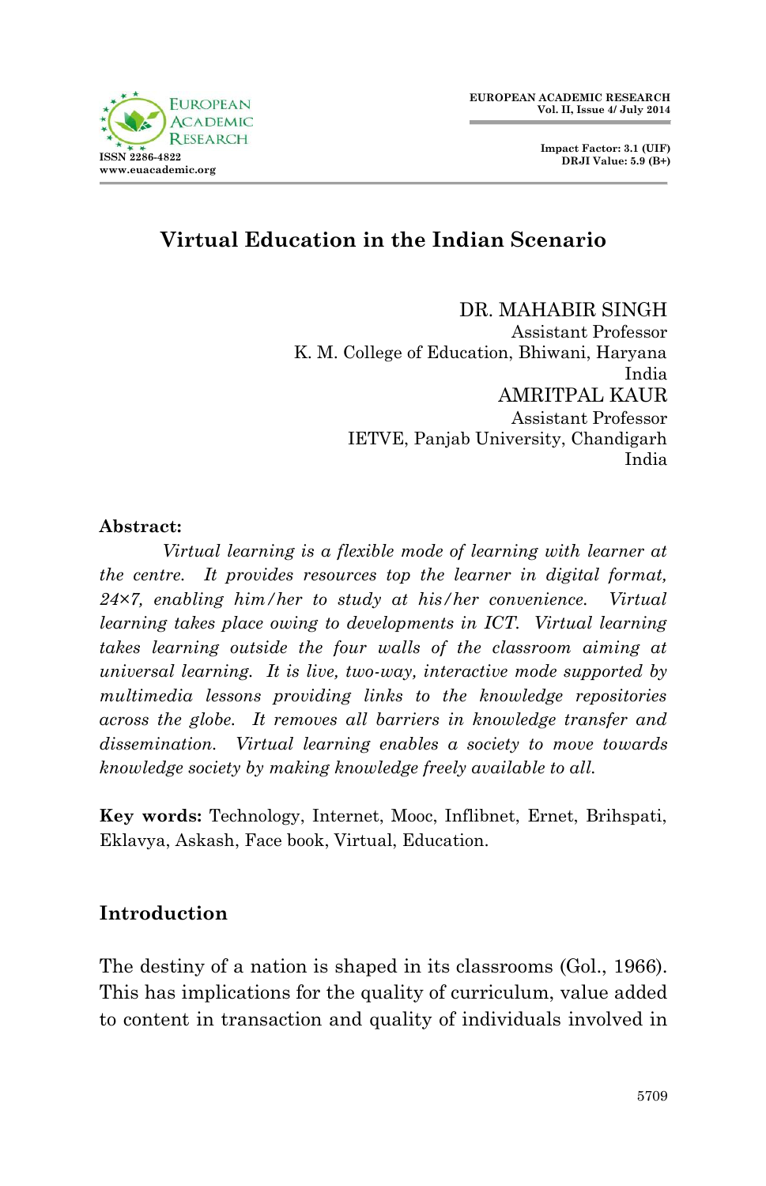# Virtual Education in the Indian Scenario

DR. MAHABIR SINGH
Assistant Professor
K. M. College of Education, Bhiwani, Haryana
India

AMRITPAL KAUR
Assistant Professor
IETVE, Panjab University, Chandigarh
India

**Abstract:**

*Virtual learning is a flexible mode of learning with learner at the centre. It provides resources top the learner in digital format, 24×7, enabling him/her to study at his/her convenience. Virtual learning takes place owing to developments in ICT. Virtual learning takes learning outside the four walls of the classroom aiming at universal learning. It is live, two-way, interactive mode supported by multimedia lessons providing links to the knowledge repositories across the globe. It removes all barriers in knowledge transfer and dissemination. Virtual learning enables a society to move towards knowledge society by making knowledge freely available to all.*

**Key words:** Technology, Internet, Mooc, Inflibnet, Ernet, Brihspati, Eklavya, Askash, Face book, Virtual, Education.

## Introduction

The destiny of a nation is shaped in its classrooms (GoI., 1966). This has implications for the quality of curriculum, value added to content in transaction and quality of individuals involved in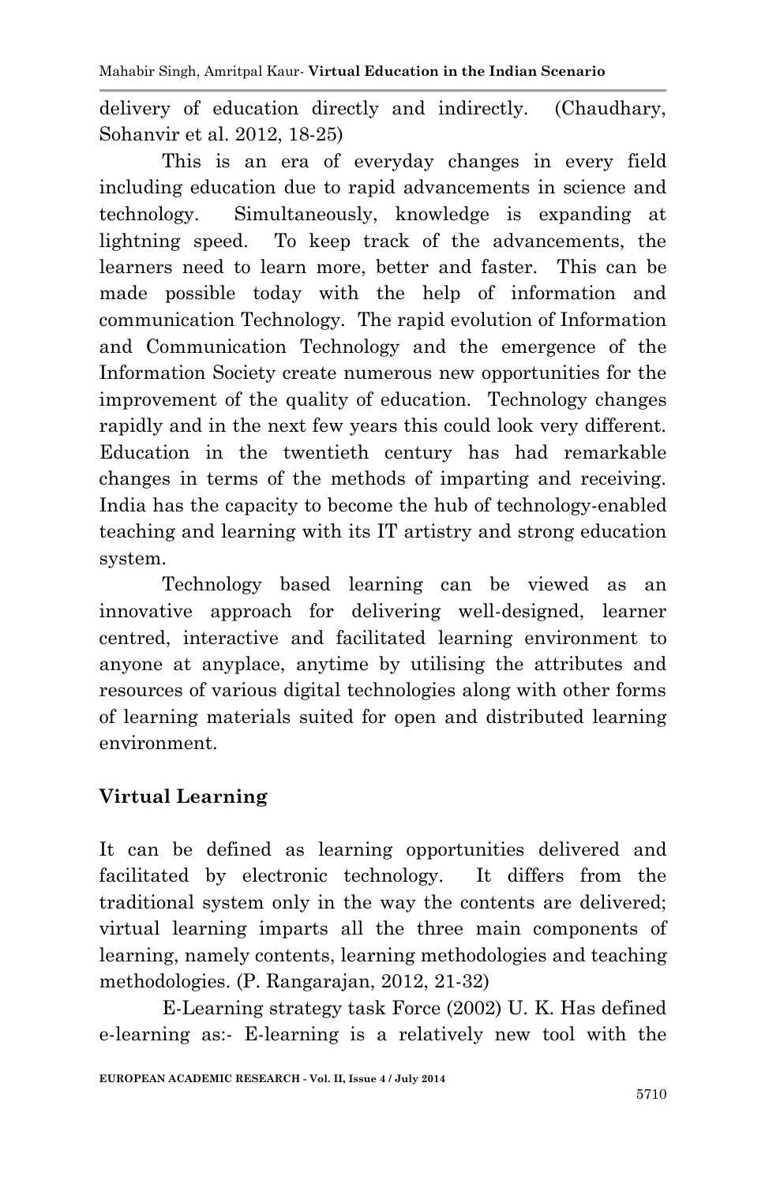delivery of education directly and indirectly. (Chaudhary, Sohanvir et al. 2012, 18-25)

This is an era of everyday changes in every field including education due to rapid advancements in science and technology. Simultaneously, knowledge is expanding at lightning speed. To keep track of the advancements, the learners need to learn more, better and faster. This can be made possible today with the help of information and communication Technology. The rapid evolution of Information and Communication Technology and the emergence of the Information Society create numerous new opportunities for the improvement of the quality of education. Technology changes rapidly and in the next few years this could look very different. Education in the twentieth century has had remarkable changes in terms of the methods of imparting and receiving. India has the capacity to become the hub of technology-enabled teaching and learning with its IT artistry and strong education system.

Technology based learning can be viewed as an innovative approach for delivering well-designed, learner centred, interactive and facilitated learning environment to anyone at anyplace, anytime by utilising the attributes and resources of various digital technologies along with other forms of learning materials suited for open and distributed learning environment.

## Virtual Learning

It can be defined as learning opportunities delivered and facilitated by electronic technology. It differs from the traditional system only in the way the contents are delivered; virtual learning imparts all the three main components of learning, namely contents, learning methodologies and teaching methodologies. (P. Rangarajan, 2012, 21-32)

E-Learning strategy task Force (2002) U. K. Has defined e-learning as:- E-learning is a relatively new tool with the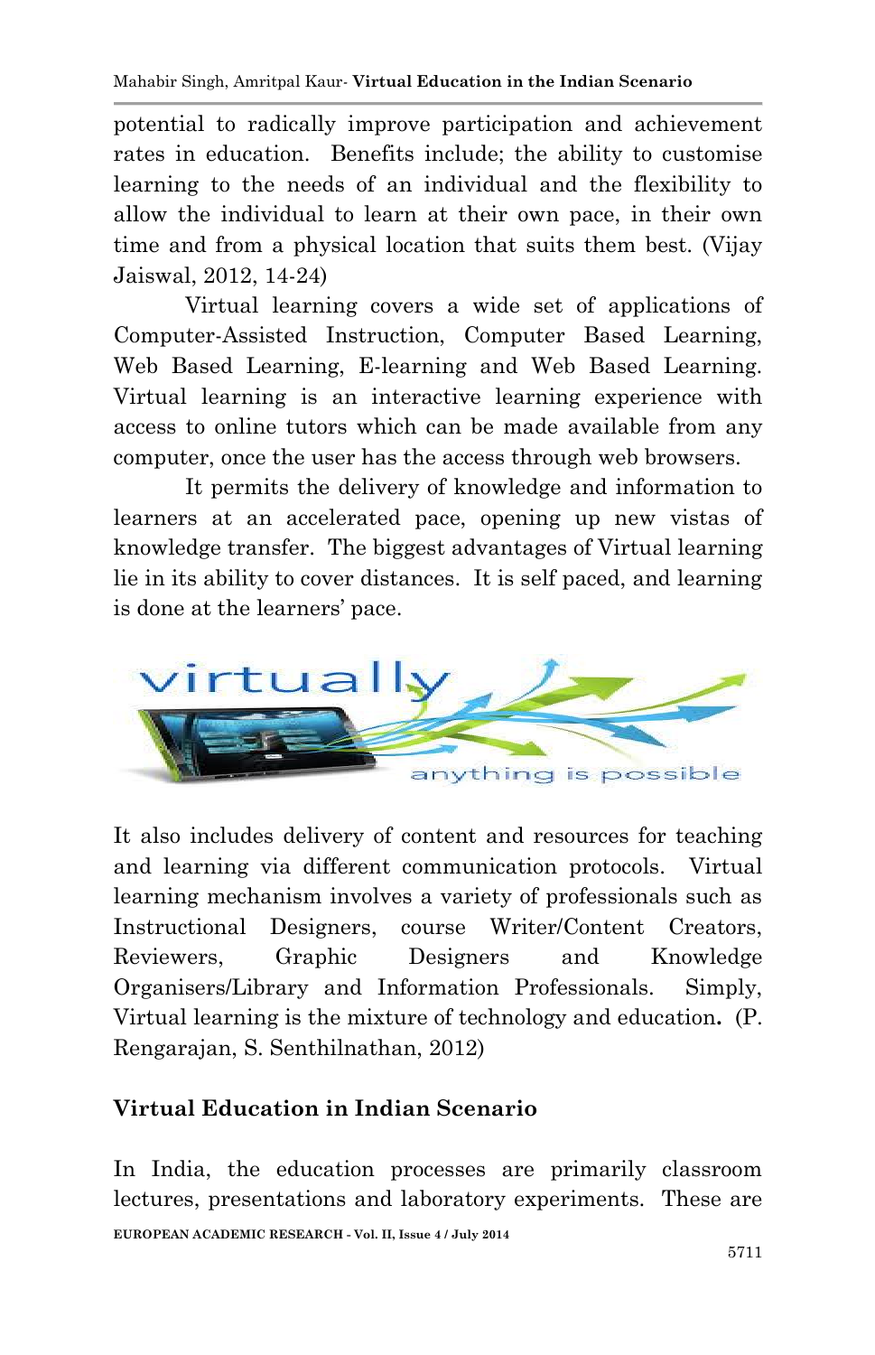potential to radically improve participation and achievement rates in education. Benefits include; the ability to customise learning to the needs of an individual and the flexibility to allow the individual to learn at their own pace, in their own time and from a physical location that suits them best. (Vijay Jaiswal, 2012, 14-24)

Virtual learning covers a wide set of applications of Computer-Assisted Instruction, Computer Based Learning, Web Based Learning, E-learning and Web Based Learning. Virtual learning is an interactive learning experience with access to online tutors which can be made available from any computer, once the user has the access through web browsers.

It permits the delivery of knowledge and information to learners at an accelerated pace, opening up new vistas of knowledge transfer. The biggest advantages of Virtual learning lie in its ability to cover distances. It is self paced, and learning is done at the learners' pace.

It also includes delivery of content and resources for teaching and learning via different communication protocols. Virtual learning mechanism involves a variety of professionals such as Instructional Designers, course Writer/Content Creators, Reviewers, Graphic Designers and Knowledge Organisers/Library and Information Professionals. Simply, Virtual learning is the mixture of technology and education**.** (P. Rengarajan, S. Senthilnathan, 2012)

## Virtual Education in Indian Scenario

In India, the education processes are primarily classroom lectures, presentations and laboratory experiments. These are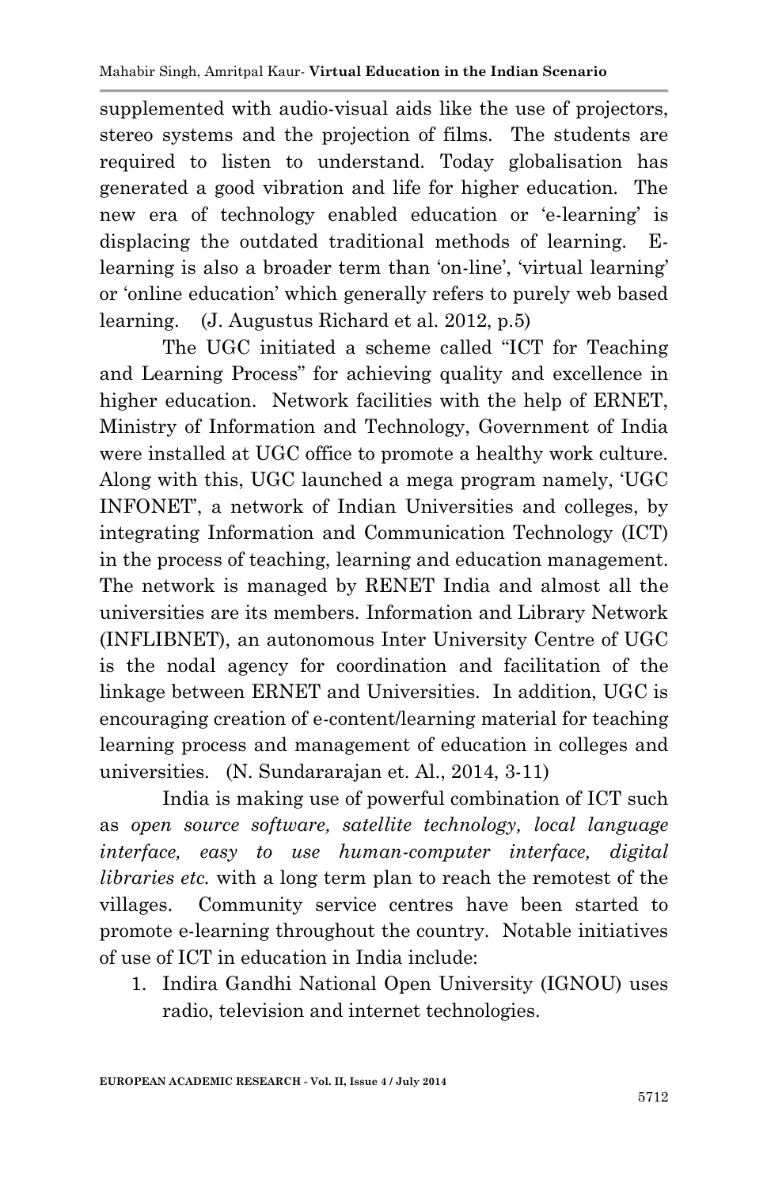supplemented with audio-visual aids like the use of projectors, stereo systems and the projection of films. The students are required to listen to understand. Today globalisation has generated a good vibration and life for higher education. The new era of technology enabled education or 'e-learning' is displacing the outdated traditional methods of learning. E-learning is also a broader term than 'on-line', 'virtual learning' or 'online education' which generally refers to purely web based learning. (J. Augustus Richard et al. 2012, p.5)

The UGC initiated a scheme called "ICT for Teaching and Learning Process" for achieving quality and excellence in higher education. Network facilities with the help of ERNET, Ministry of Information and Technology, Government of India were installed at UGC office to promote a healthy work culture. Along with this, UGC launched a mega program namely, 'UGC INFONET', a network of Indian Universities and colleges, by integrating Information and Communication Technology (ICT) in the process of teaching, learning and education management. The network is managed by RENET India and almost all the universities are its members. Information and Library Network (INFLIBNET), an autonomous Inter University Centre of UGC is the nodal agency for coordination and facilitation of the linkage between ERNET and Universities. In addition, UGC is encouraging creation of e-content/learning material for teaching learning process and management of education in colleges and universities. (N. Sundararajan et. Al., 2014, 3-11)

India is making use of powerful combination of ICT such as *open source software, satellite technology, local language interface, easy to use human-computer interface, digital libraries etc.* with a long term plan to reach the remotest of the villages. Community service centres have been started to promote e-learning throughout the country. Notable initiatives of use of ICT in education in India include:

1. Indira Gandhi National Open University (IGNOU) uses radio, television and internet technologies.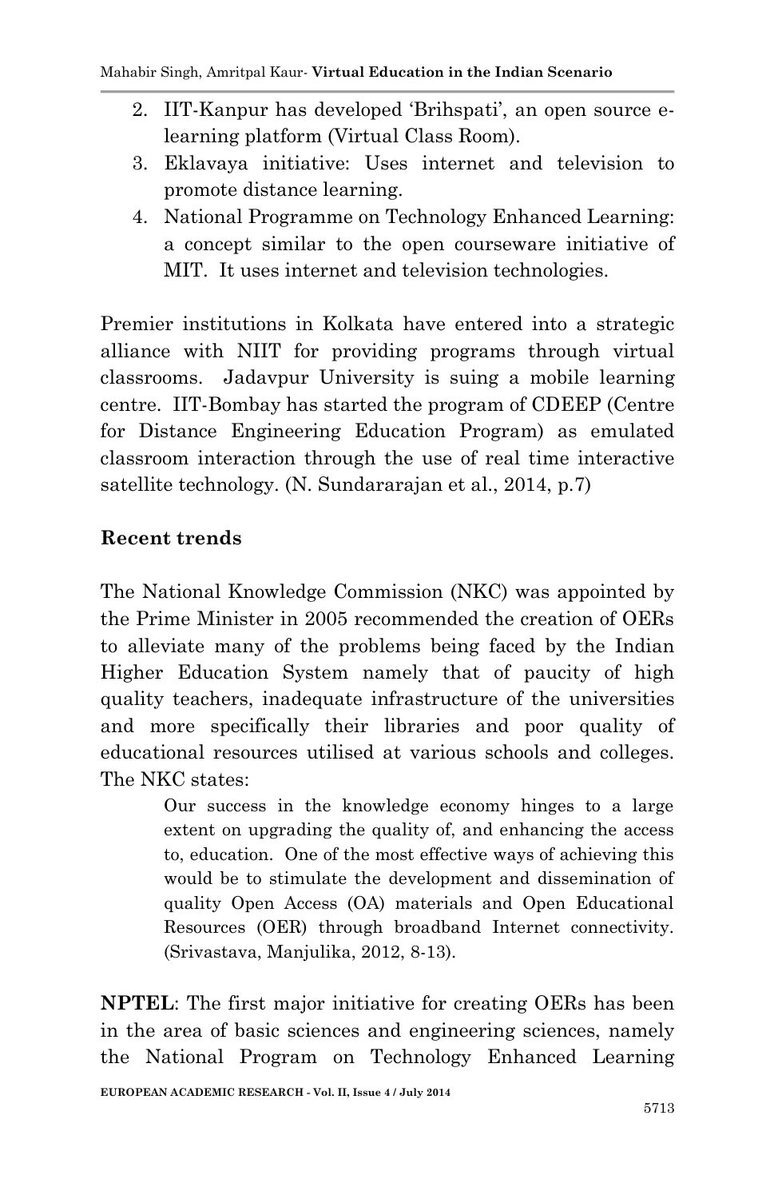2. IIT-Kanpur has developed 'Brihspati', an open source e-learning platform (Virtual Class Room).
3. Eklavaya initiative: Uses internet and television to promote distance learning.
4. National Programme on Technology Enhanced Learning: a concept similar to the open courseware initiative of MIT. It uses internet and television technologies.

Premier institutions in Kolkata have entered into a strategic alliance with NIIT for providing programs through virtual classrooms. Jadavpur University is suing a mobile learning centre. IIT-Bombay has started the program of CDEEP (Centre for Distance Engineering Education Program) as emulated classroom interaction through the use of real time interactive satellite technology. (N. Sundararajan et al., 2014, p.7)

**Recent trends**

The National Knowledge Commission (NKC) was appointed by the Prime Minister in 2005 recommended the creation of OERs to alleviate many of the problems being faced by the Indian Higher Education System namely that of paucity of high quality teachers, inadequate infrastructure of the universities and more specifically their libraries and poor quality of educational resources utilised at various schools and colleges. The NKC states:

> Our success in the knowledge economy hinges to a large extent on upgrading the quality of, and enhancing the access to, education. One of the most effective ways of achieving this would be to stimulate the development and dissemination of quality Open Access (OA) materials and Open Educational Resources (OER) through broadband Internet connectivity. (Srivastava, Manjulika, 2012, 8-13).

**NPTEL**: The first major initiative for creating OERs has been in the area of basic sciences and engineering sciences, namely the National Program on Technology Enhanced Learning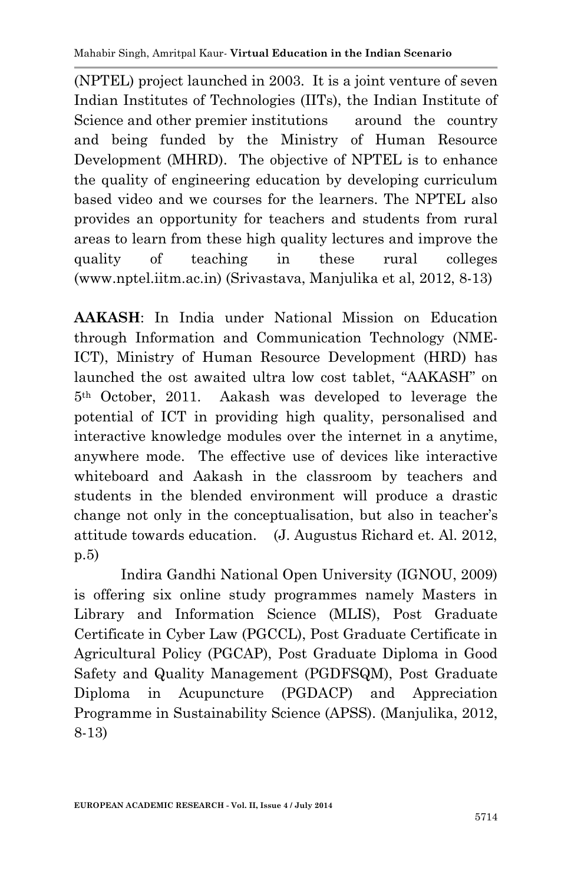(NPTEL) project launched in 2003. It is a joint venture of seven Indian Institutes of Technologies (IITs), the Indian Institute of Science and other premier institutions around the country and being funded by the Ministry of Human Resource Development (MHRD). The objective of NPTEL is to enhance the quality of engineering education by developing curriculum based video and we courses for the learners. The NPTEL also provides an opportunity for teachers and students from rural areas to learn from these high quality lectures and improve the quality of teaching in these rural colleges (www.nptel.iitm.ac.in) (Srivastava, Manjulika et al, 2012, 8-13)

**AAKASH**: In India under National Mission on Education through Information and Communication Technology (NME-ICT), Ministry of Human Resource Development (HRD) has launched the ost awaited ultra low cost tablet, "AAKASH" on 5th October, 2011. Aakash was developed to leverage the potential of ICT in providing high quality, personalised and interactive knowledge modules over the internet in a anytime, anywhere mode. The effective use of devices like interactive whiteboard and Aakash in the classroom by teachers and students in the blended environment will produce a drastic change not only in the conceptualisation, but also in teacher's attitude towards education. (J. Augustus Richard et. Al. 2012, p.5)

Indira Gandhi National Open University (IGNOU, 2009) is offering six online study programmes namely Masters in Library and Information Science (MLIS), Post Graduate Certificate in Cyber Law (PGCCL), Post Graduate Certificate in Agricultural Policy (PGCAP), Post Graduate Diploma in Good Safety and Quality Management (PGDFSQM), Post Graduate Diploma in Acupuncture (PGDACP) and Appreciation Programme in Sustainability Science (APSS). (Manjulika, 2012, 8-13)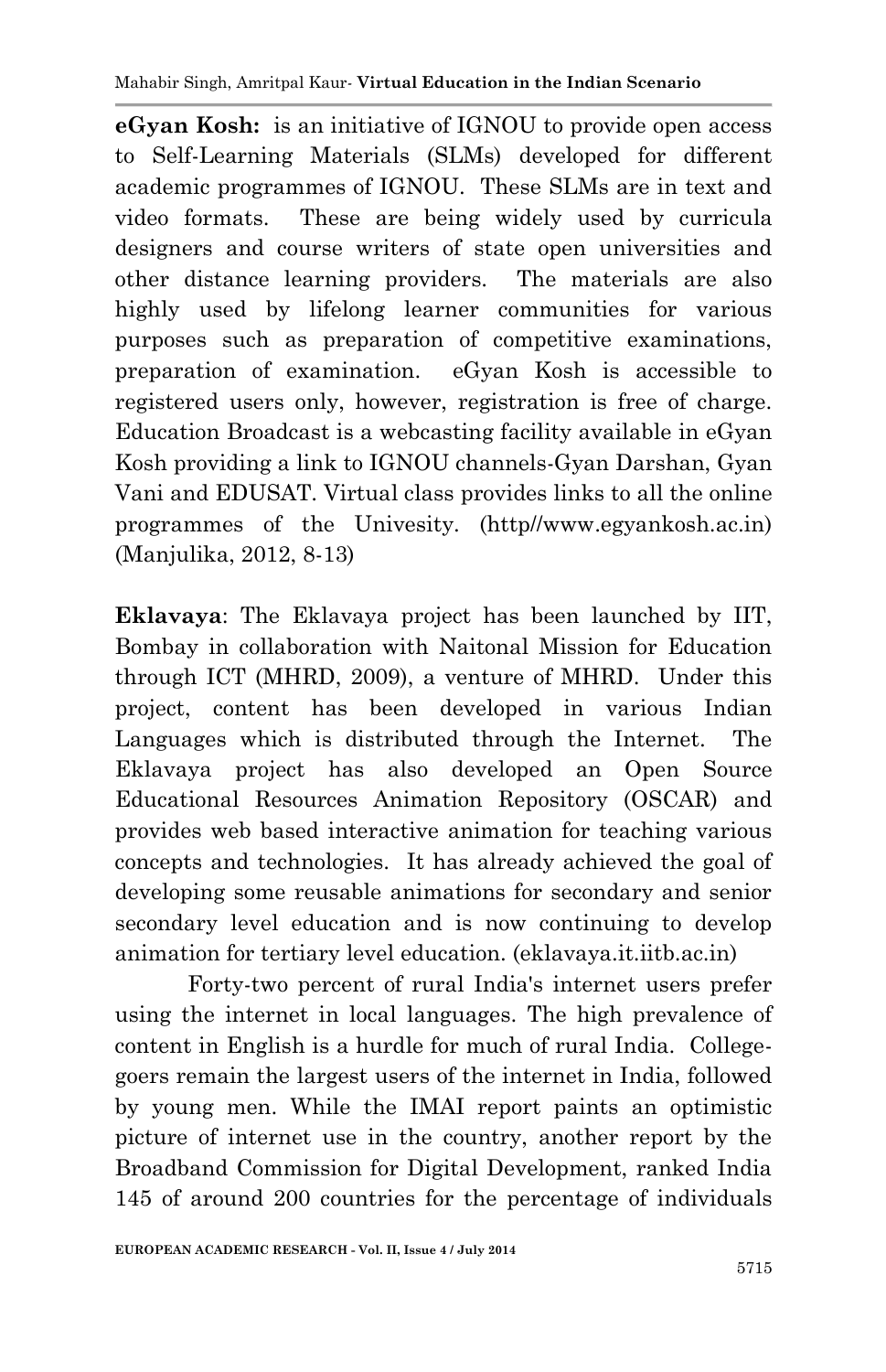**eGyan Kosh:** is an initiative of IGNOU to provide open access to Self-Learning Materials (SLMs) developed for different academic programmes of IGNOU. These SLMs are in text and video formats. These are being widely used by curricula designers and course writers of state open universities and other distance learning providers. The materials are also highly used by lifelong learner communities for various purposes such as preparation of competitive examinations, preparation of examination. eGyan Kosh is accessible to registered users only, however, registration is free of charge. Education Broadcast is a webcasting facility available in eGyan Kosh providing a link to IGNOU channels-Gyan Darshan, Gyan Vani and EDUSAT. Virtual class provides links to all the online programmes of the Univesity. (http//www.egyankosh.ac.in) (Manjulika, 2012, 8-13)

**Eklavaya**: The Eklavaya project has been launched by IIT, Bombay in collaboration with Naitonal Mission for Education through ICT (MHRD, 2009), a venture of MHRD. Under this project, content has been developed in various Indian Languages which is distributed through the Internet. The Eklavaya project has also developed an Open Source Educational Resources Animation Repository (OSCAR) and provides web based interactive animation for teaching various concepts and technologies. It has already achieved the goal of developing some reusable animations for secondary and senior secondary level education and is now continuing to develop animation for tertiary level education. (eklavaya.it.iitb.ac.in)

Forty-two percent of rural India's internet users prefer using the internet in local languages. The high prevalence of content in English is a hurdle for much of rural India. College-goers remain the largest users of the internet in India, followed by young men. While the IMAI report paints an optimistic picture of internet use in the country, another report by the Broadband Commission for Digital Development, ranked India 145 of around 200 countries for the percentage of individuals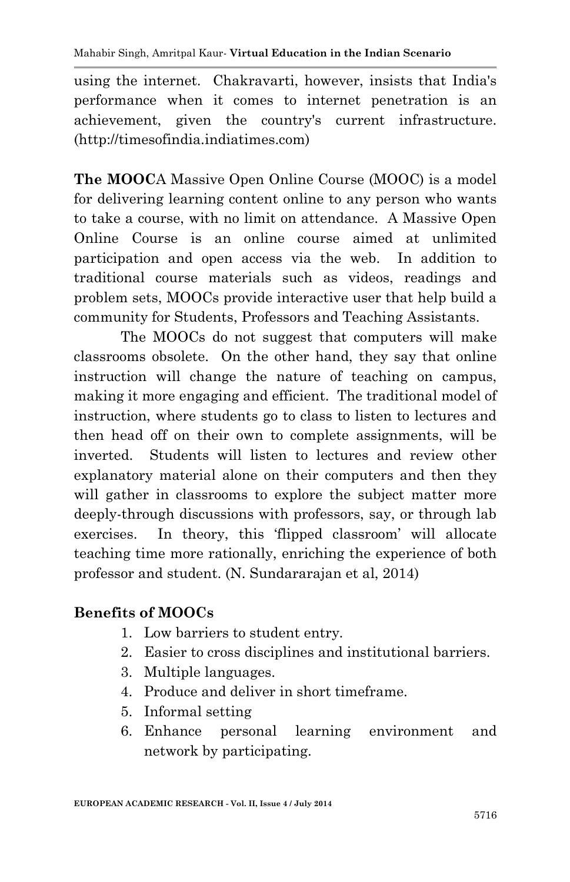using the internet. Chakravarti, however, insists that India's performance when it comes to internet penetration is an achievement, given the country's current infrastructure. (http://timesofindia.indiatimes.com)

**The MOOC**A Massive Open Online Course (MOOC) is a model for delivering learning content online to any person who wants to take a course, with no limit on attendance. A Massive Open Online Course is an online course aimed at unlimited participation and open access via the web. In addition to traditional course materials such as videos, readings and problem sets, MOOCs provide interactive user that help build a community for Students, Professors and Teaching Assistants.

The MOOCs do not suggest that computers will make classrooms obsolete. On the other hand, they say that online instruction will change the nature of teaching on campus, making it more engaging and efficient. The traditional model of instruction, where students go to class to listen to lectures and then head off on their own to complete assignments, will be inverted. Students will listen to lectures and review other explanatory material alone on their computers and then they will gather in classrooms to explore the subject matter more deeply-through discussions with professors, say, or through lab exercises. In theory, this 'flipped classroom' will allocate teaching time more rationally, enriching the experience of both professor and student. (N. Sundararajan et al, 2014)

**Benefits of MOOCs**

1. Low barriers to student entry.
2. Easier to cross disciplines and institutional barriers.
3. Multiple languages.
4. Produce and deliver in short timeframe.
5. Informal setting
6. Enhance personal learning environment and network by participating.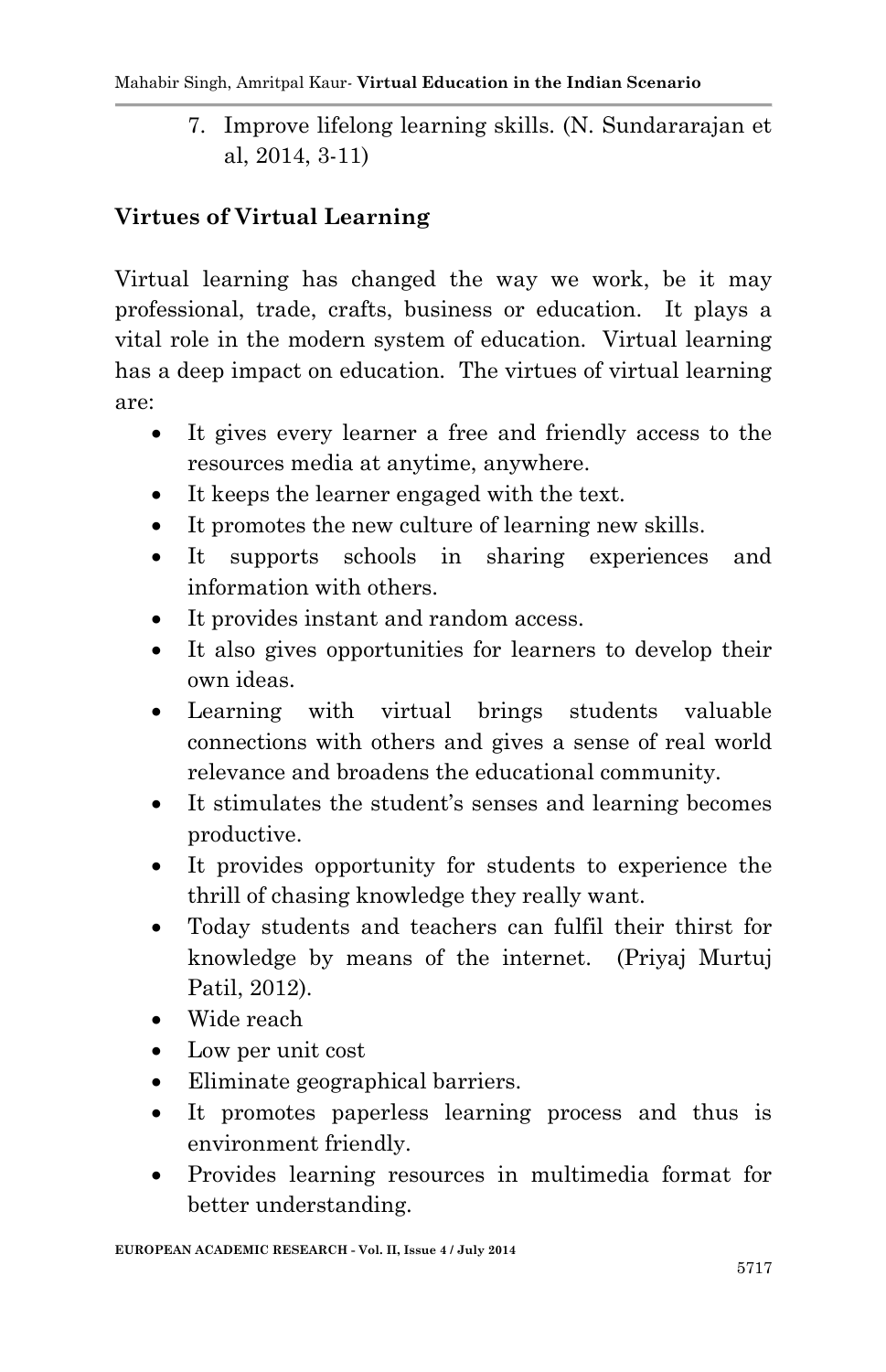7. Improve lifelong learning skills. (N. Sundararajan et al, 2014, 3-11)

## Virtues of Virtual Learning

Virtual learning has changed the way we work, be it may professional, trade, crafts, business or education. It plays a vital role in the modern system of education. Virtual learning has a deep impact on education. The virtues of virtual learning are:

- It gives every learner a free and friendly access to the resources media at anytime, anywhere.
- It keeps the learner engaged with the text.
- It promotes the new culture of learning new skills.
- It supports schools in sharing experiences and information with others.
- It provides instant and random access.
- It also gives opportunities for learners to develop their own ideas.
- Learning with virtual brings students valuable connections with others and gives a sense of real world relevance and broadens the educational community.
- It stimulates the student's senses and learning becomes productive.
- It provides opportunity for students to experience the thrill of chasing knowledge they really want.
- Today students and teachers can fulfil their thirst for knowledge by means of the internet. (Priyaj Murtuj Patil, 2012).
- Wide reach
- Low per unit cost
- Eliminate geographical barriers.
- It promotes paperless learning process and thus is environment friendly.
- Provides learning resources in multimedia format for better understanding.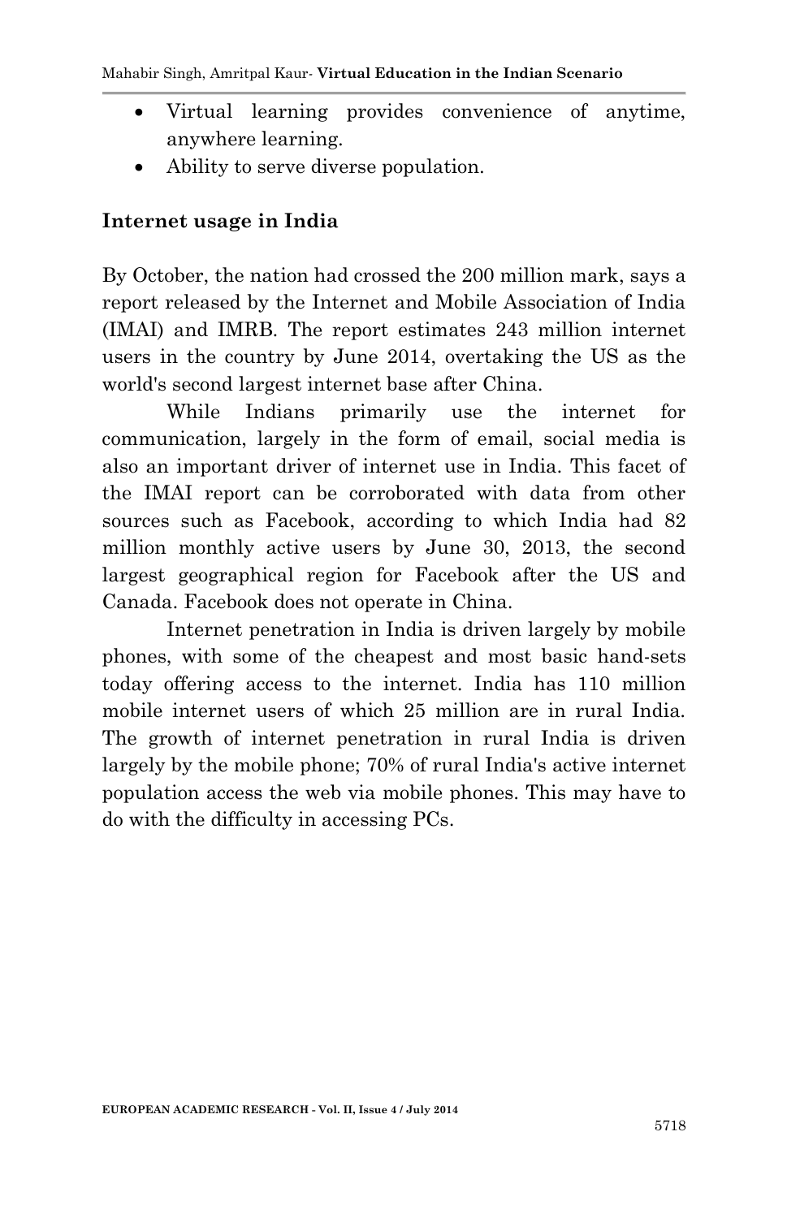- Virtual learning provides convenience of anytime, anywhere learning.
- Ability to serve diverse population.

## Internet usage in India

By October, the nation had crossed the 200 million mark, says a report released by the Internet and Mobile Association of India (IMAI) and IMRB. The report estimates 243 million internet users in the country by June 2014, overtaking the US as the world's second largest internet base after China.

While Indians primarily use the internet for communication, largely in the form of email, social media is also an important driver of internet use in India. This facet of the IMAI report can be corroborated with data from other sources such as Facebook, according to which India had 82 million monthly active users by June 30, 2013, the second largest geographical region for Facebook after the US and Canada. Facebook does not operate in China.

Internet penetration in India is driven largely by mobile phones, with some of the cheapest and most basic hand-sets today offering access to the internet. India has 110 million mobile internet users of which 25 million are in rural India. The growth of internet penetration in rural India is driven largely by the mobile phone; 70% of rural India's active internet population access the web via mobile phones. This may have to do with the difficulty in accessing PCs.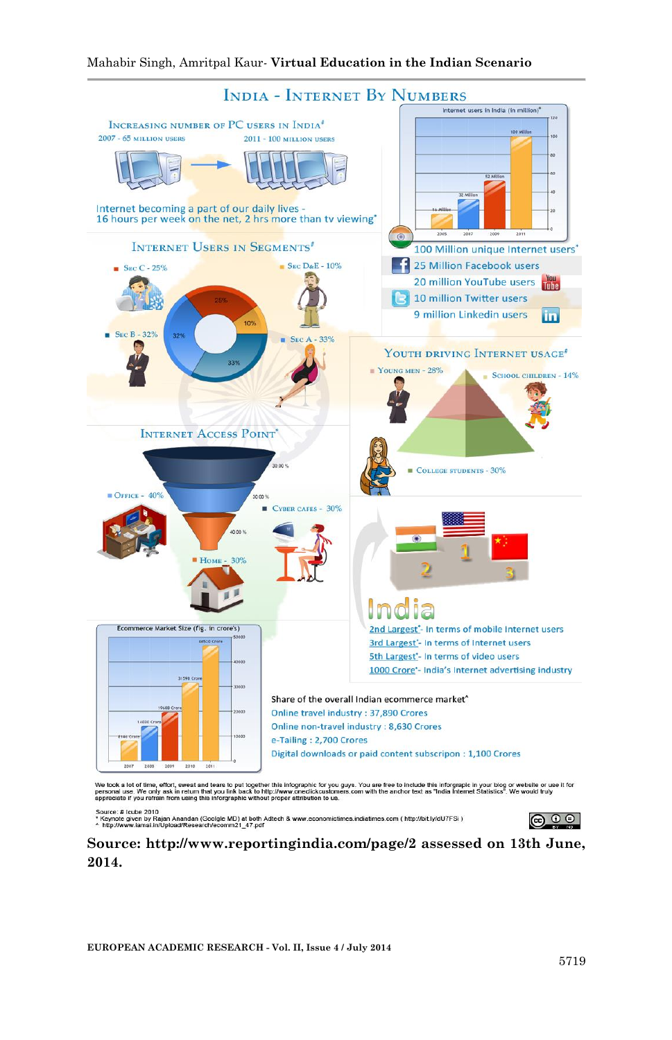# India - Internet By Numbers

**Increasing number of PC users in India**[#]

2007 - 65 million users

2011 - 100 million users

Internet becoming a part of our daily lives - 16 hours per week on the net, 2 hrs more than tv viewing*

Internet users in India (in million)*

| Year | Users |
|---|---|
| 2005 | 14 Million |
| 2007 | 32 Million |
| 2009 | 52 Million |
| 2011 | 100 Million |

100 Million unique Internet users*

25 Million Facebook users

20 million YouTube users

10 million Twitter users

9 million Linkedin users

**Internet Users in Segments**[#]

- Sec C - 25%
- Sec D&E - 10%
- Sec B - 32%
- Sec A - 33%

**Youth driving Internet usage**[#]

- Young men - 28%
- School children - 14%
- College students - 30%

**Internet Access Point***

- Office - 40%
- Cyber cafes - 30%
- Home - 30%

India

2nd Largest*- In terms of mobile Internet users

3rd Largest*- In terms of Internet users

5th Largest*- In terms of video users

1000 Crore*- India's Internet advertising industry

Ecommerce Market Size (fig. in crore's)

| Year | Size |
|---|---|
| 2007 | 8146 Crore |
| 2008 | 14030 Crore |
| 2009 | 19688 Crore |
| 2010 | 31598 Crore |
| 2011 | 46520 Crore |

Share of the overall Indian ecommerce market^

Online travel industry : 37,890 Crores

Online non-travel industry : 8,630 Crores

e-Tailing : 2,700 Crores

Digital downloads or paid content subscripon : 1,100 Crores

We took a lot of time, effort, sweat and tears to put together this infographic for you guys. You are free to include this inforgraphic in your blog or website or use it for personal use. We only ask in return that you link back to http://www.oneclickcustomers.com with the anchor text as "India Internet Statistics". We would truly appreciate it if you refrain from using this inforgraphic without proper attribution to us.

Source: # Icube 2010
* Keynote given by Rajan Anandan (Google MD) at both Adtech & www.economictimes.indiatimes.com ( http://bit.ly/dU7FSi )
^ http://www.iamai.in/Upload/Research/ecomm21_47.pdf

**Source: http://www.reportingindia.com/page/2 assessed on 13th June, 2014.**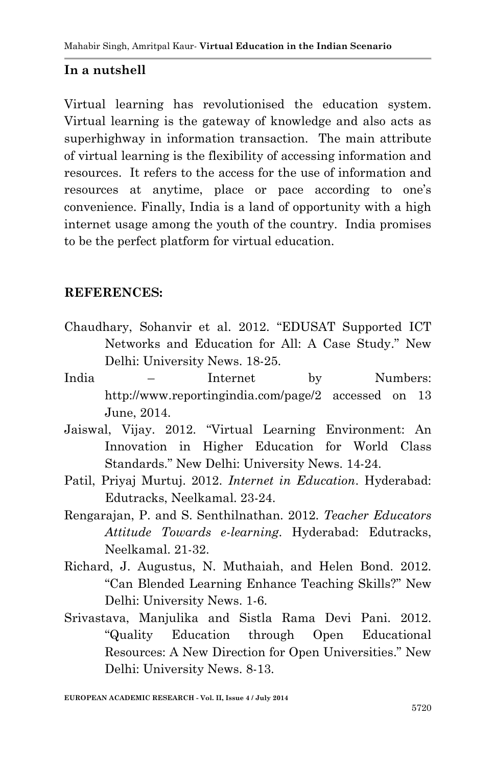## In a nutshell

Virtual learning has revolutionised the education system. Virtual learning is the gateway of knowledge and also acts as superhighway in information transaction. The main attribute of virtual learning is the flexibility of accessing information and resources. It refers to the access for the use of information and resources at anytime, place or pace according to one's convenience. Finally, India is a land of opportunity with a high internet usage among the youth of the country. India promises to be the perfect platform for virtual education.

## REFERENCES:

Chaudhary, Sohanvir et al. 2012. "EDUSAT Supported ICT Networks and Education for All: A Case Study." New Delhi: University News. 18-25.

India – Internet by Numbers: http://www.reportingindia.com/page/2 accessed on 13 June, 2014.

Jaiswal, Vijay. 2012. "Virtual Learning Environment: An Innovation in Higher Education for World Class Standards." New Delhi: University News. 14-24.

Patil, Priyaj Murtuj. 2012. *Internet in Education*. Hyderabad: Edutracks, Neelkamal. 23-24.

Rengarajan, P. and S. Senthilnathan. 2012. *Teacher Educators Attitude Towards e-learning*. Hyderabad: Edutracks, Neelkamal. 21-32.

Richard, J. Augustus, N. Muthaiah, and Helen Bond. 2012. "Can Blended Learning Enhance Teaching Skills?" New Delhi: University News. 1-6.

Srivastava, Manjulika and Sistla Rama Devi Pani. 2012. "Quality Education through Open Educational Resources: A New Direction for Open Universities." New Delhi: University News. 8-13.